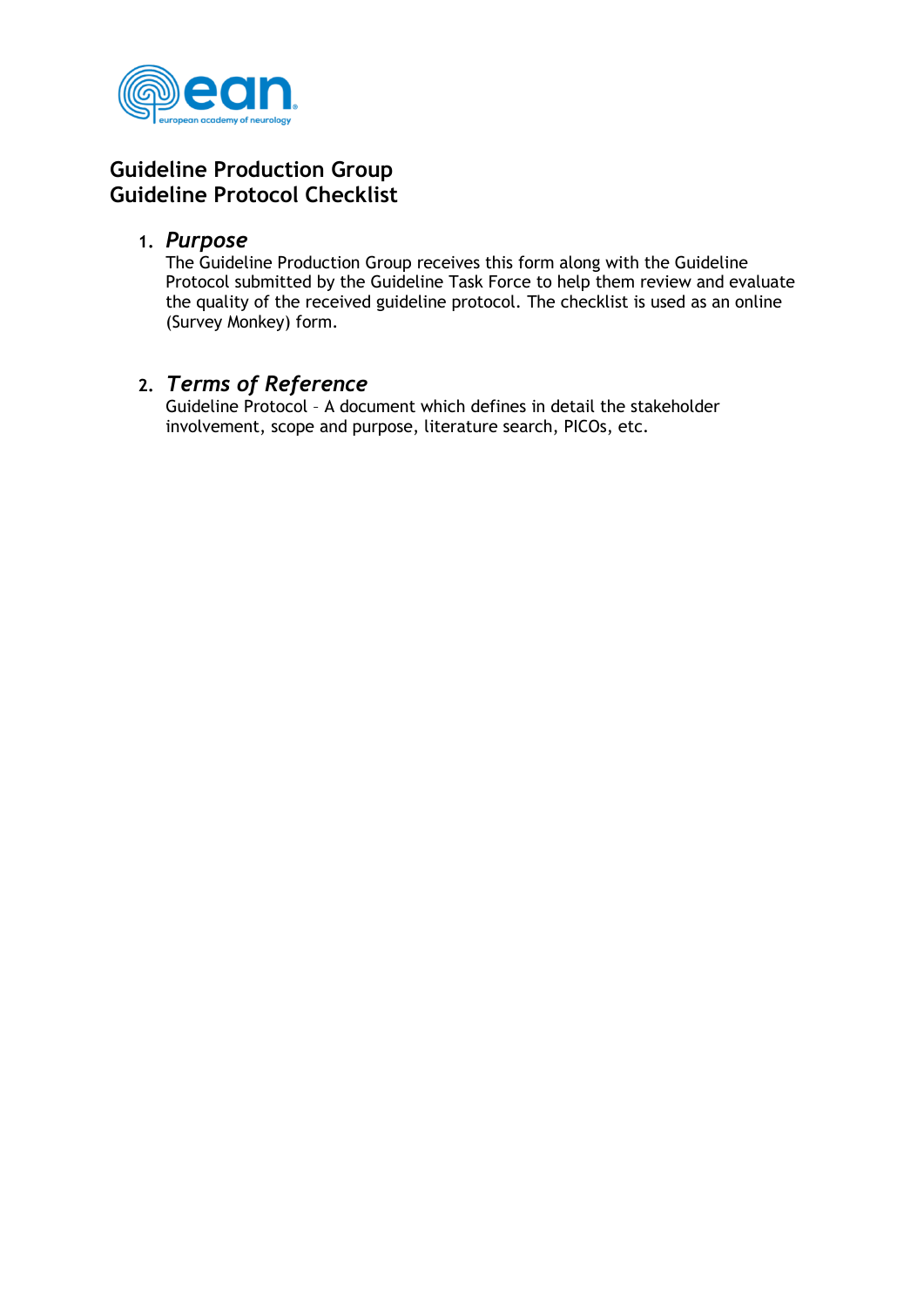# Guideline Production Group
# Guideline Protocol Checklist

1. ***Purpose***
   The Guideline Production Group receives this form along with the Guideline Protocol submitted by the Guideline Task Force to help them review and evaluate the quality of the received guideline protocol. The checklist is used as an online (Survey Monkey) form.

2. ***Terms of Reference***
   Guideline Protocol – A document which defines in detail the stakeholder involvement, scope and purpose, literature search, PICOs, etc.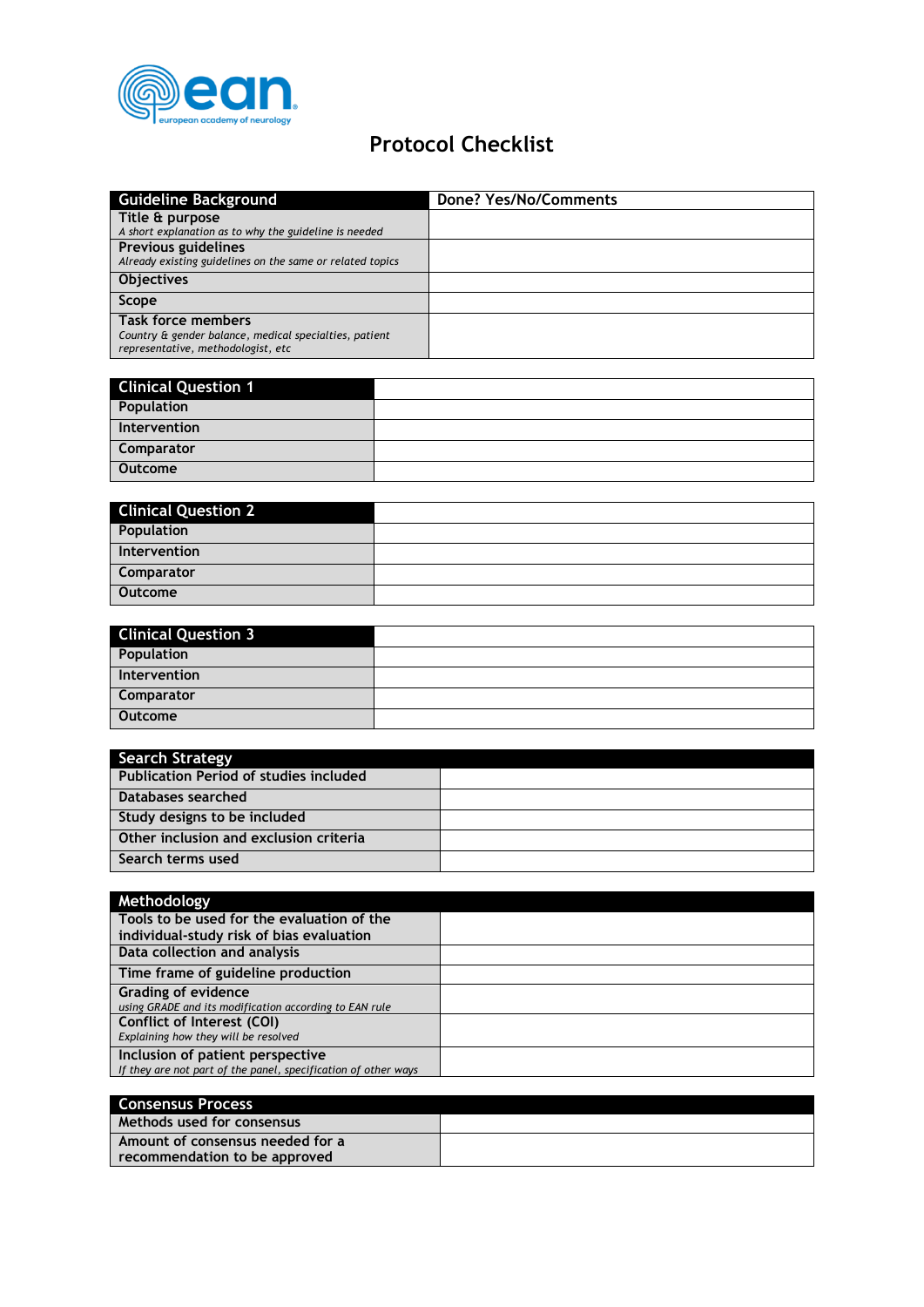# Protocol Checklist

| Guideline Background | Done? Yes/No/Comments |
|---|---|
| **Title & purpose**<br>*A short explanation as to why the guideline is needed* | |
| **Previous guidelines**<br>*Already existing guidelines on the same or related topics* | |
| **Objectives** | |
| **Scope** | |
| **Task force members**<br>*Country & gender balance, medical specialties, patient representative, methodologist, etc* | |

| Clinical Question 1 | |
|---|---|
| Population | |
| Intervention | |
| Comparator | |
| Outcome | |

| Clinical Question 2 | |
|---|---|
| Population | |
| Intervention | |
| Comparator | |
| Outcome | |

| Clinical Question 3 | |
|---|---|
| Population | |
| Intervention | |
| Comparator | |
| Outcome | |

| Search Strategy | |
|---|---|
| Publication Period of studies included | |
| Databases searched | |
| Study designs to be included | |
| Other inclusion and exclusion criteria | |
| Search terms used | |

| Methodology | |
|---|---|
| Tools to be used for the evaluation of the individual-study risk of bias evaluation | |
| Data collection and analysis | |
| Time frame of guideline production | |
| **Grading of evidence**<br>*using GRADE and its modification according to EAN rule* | |
| **Conflict of Interest (COI)**<br>*Explaining how they will be resolved* | |
| **Inclusion of patient perspective**<br>*If they are not part of the panel, specification of other ways* | |

| Consensus Process | |
|---|---|
| Methods used for consensus | |
| Amount of consensus needed for a recommendation to be approved | |